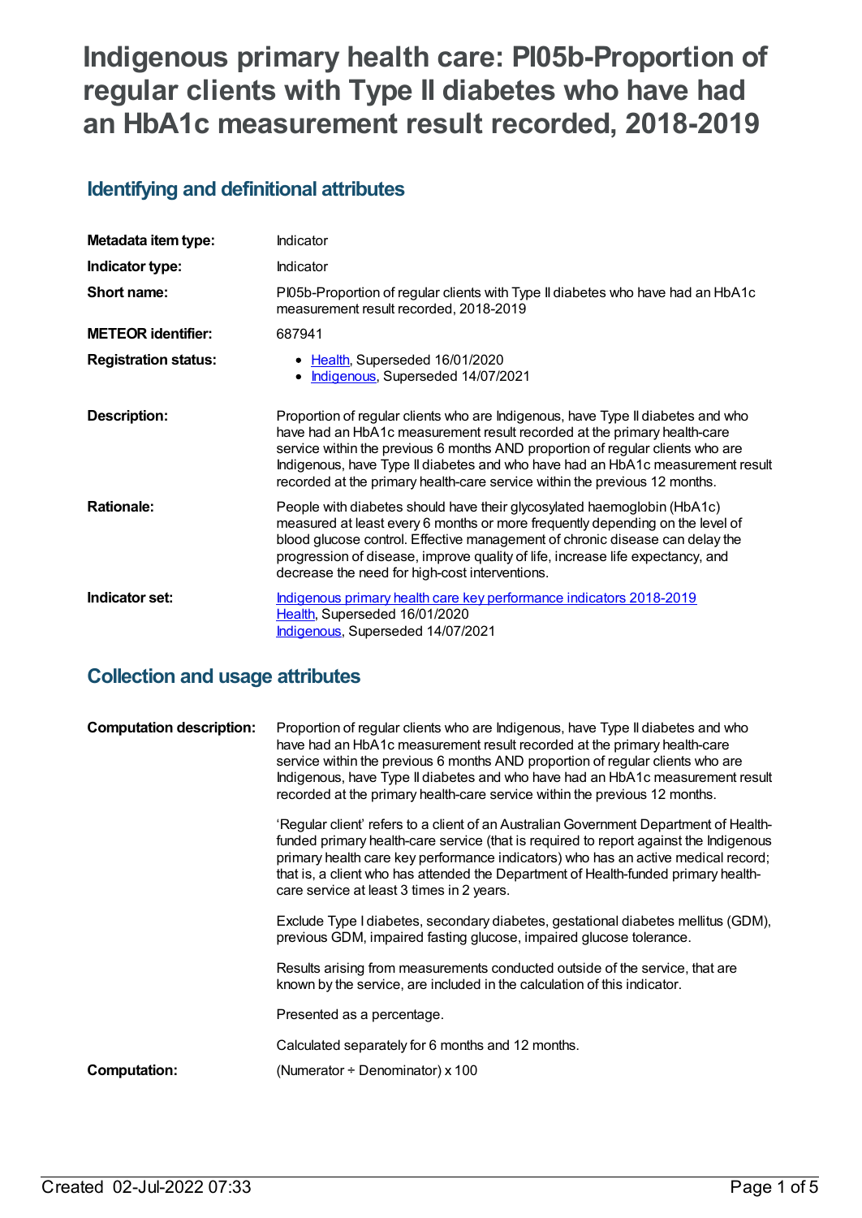# Indigenous primary health care: PI05b-Proportion of regular clients with Type II diabetes who have had an HbA1c measurement result recorded, 2018-2019

## Identifying and definitional attributes

| | |
|---|---|
| **Metadata item type:** | Indicator |
| **Indicator type:** | Indicator |
| **Short name:** | PI05b-Proportion of regular clients with Type II diabetes who have had an HbA1c measurement result recorded, 2018-2019 |
| **METEOR identifier:** | 687941 |
| **Registration status:** | • Health, Superseded 16/01/2020<br>• Indigenous, Superseded 14/07/2021 |
| **Description:** | Proportion of regular clients who are Indigenous, have Type II diabetes and who have had an HbA1c measurement result recorded at the primary health-care service within the previous 6 months AND proportion of regular clients who are Indigenous, have Type II diabetes and who have had an HbA1c measurement result recorded at the primary health-care service within the previous 12 months. |
| **Rationale:** | People with diabetes should have their glycosylated haemoglobin (HbA1c) measured at least every 6 months or more frequently depending on the level of blood glucose control. Effective management of chronic disease can delay the progression of disease, improve quality of life, increase life expectancy, and decrease the need for high-cost interventions. |
| **Indicator set:** | Indigenous primary health care key performance indicators 2018-2019<br>Health, Superseded 16/01/2020<br>Indigenous, Superseded 14/07/2021 |

## Collection and usage attributes

**Computation description:**

Proportion of regular clients who are Indigenous, have Type II diabetes and who have had an HbA1c measurement result recorded at the primary health-care service within the previous 6 months AND proportion of regular clients who are Indigenous, have Type II diabetes and who have had an HbA1c measurement result recorded at the primary health-care service within the previous 12 months.

'Regular client' refers to a client of an Australian Government Department of Health-funded primary health-care service (that is required to report against the Indigenous primary health care key performance indicators) who has an active medical record; that is, a client who has attended the Department of Health-funded primary health-care service at least 3 times in 2 years.

Exclude Type I diabetes, secondary diabetes, gestational diabetes mellitus (GDM), previous GDM, impaired fasting glucose, impaired glucose tolerance.

Results arising from measurements conducted outside of the service, that are known by the service, are included in the calculation of this indicator.

Presented as a percentage.

Calculated separately for 6 months and 12 months.

**Computation:** (Numerator ÷ Denominator) x 100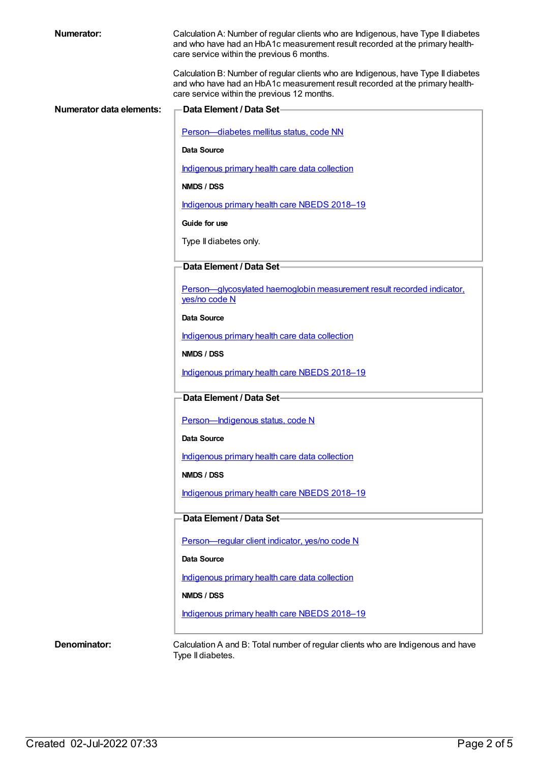**Numerator:**

Calculation A: Number of regular clients who are Indigenous, have Type II diabetes and who have had an HbA1c measurement result recorded at the primary health-care service within the previous 6 months.

Calculation B: Number of regular clients who are Indigenous, have Type II diabetes and who have had an HbA1c measurement result recorded at the primary health-care service within the previous 12 months.

**Numerator data elements:**

**Data Element / Data Set**

Person—diabetes mellitus status, code NN

**Data Source**

Indigenous primary health care data collection

**NMDS / DSS**

Indigenous primary health care NBEDS 2018–19

**Guide for use**

Type II diabetes only.

**Data Element / Data Set**

Person—glycosylated haemoglobin measurement result recorded indicator, yes/no code N

**Data Source**

Indigenous primary health care data collection

**NMDS / DSS**

Indigenous primary health care NBEDS 2018–19

**Data Element / Data Set**

Person—Indigenous status, code N

**Data Source**

Indigenous primary health care data collection

**NMDS / DSS**

Indigenous primary health care NBEDS 2018–19

**Data Element / Data Set**

Person—regular client indicator, yes/no code N

**Data Source**

Indigenous primary health care data collection

**NMDS / DSS**

Indigenous primary health care NBEDS 2018–19

**Denominator:**

Calculation A and B: Total number of regular clients who are Indigenous and have Type II diabetes.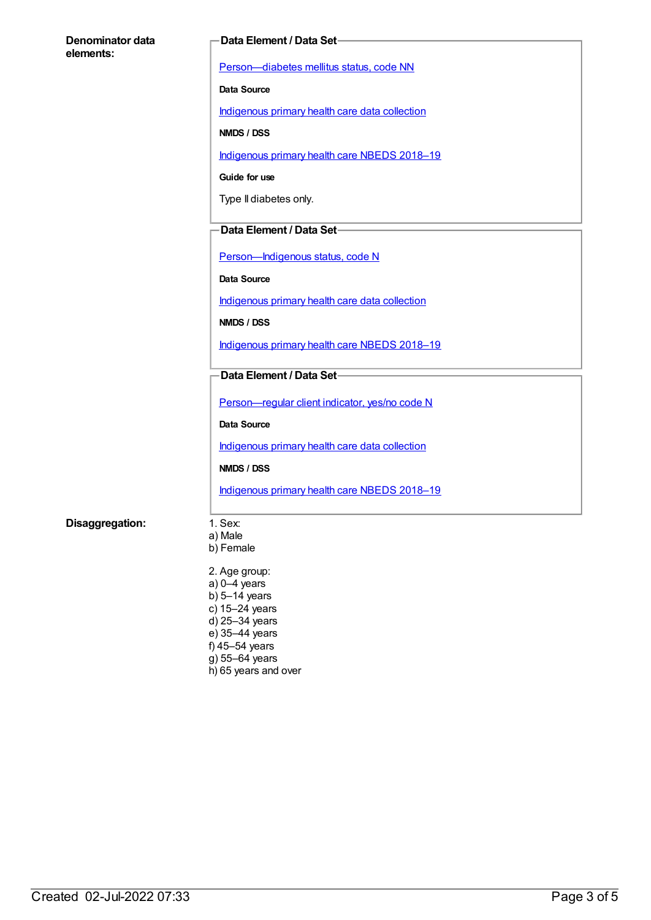**Denominator data elements:**

**Data Element / Data Set**

Person—diabetes mellitus status, code NN

**Data Source**

Indigenous primary health care data collection

**NMDS / DSS**

Indigenous primary health care NBEDS 2018–19

**Guide for use**

Type II diabetes only.

**Data Element / Data Set**

Person—Indigenous status, code N

**Data Source**

Indigenous primary health care data collection

**NMDS / DSS**

Indigenous primary health care NBEDS 2018–19

**Data Element / Data Set**

Person—regular client indicator, yes/no code N

**Data Source**

Indigenous primary health care data collection

**NMDS / DSS**

Indigenous primary health care NBEDS 2018–19

**Disaggregation:**

1. Sex:
a) Male
b) Female

2. Age group:
a) 0–4 years
b) 5–14 years
c) 15–24 years
d) 25–34 years
e) 35–44 years
f) 45–54 years
g) 55–64 years
h) 65 years and over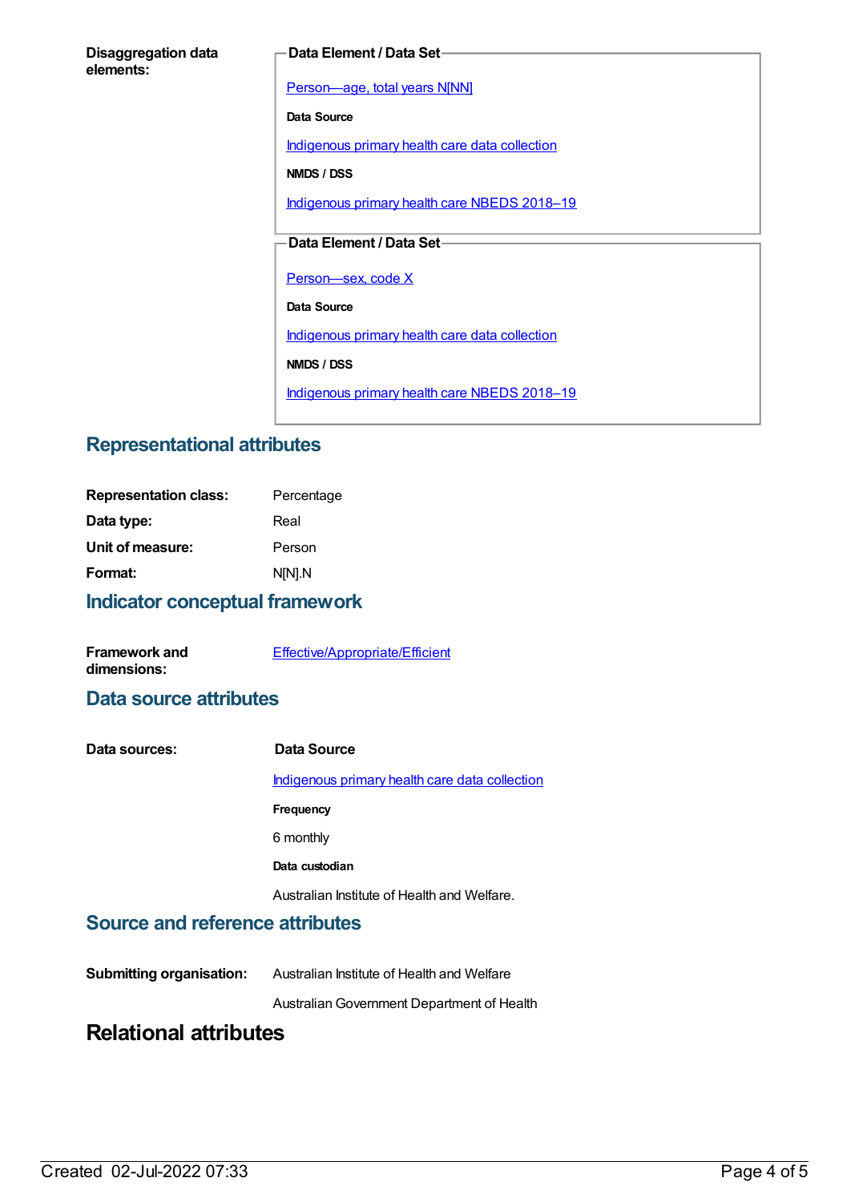**Disaggregation data elements:**

**Data Element / Data Set**

Person—age, total years N[NN]

**Data Source**

Indigenous primary health care data collection

**NMDS / DSS**

Indigenous primary health care NBEDS 2018–19

**Data Element / Data Set**

Person—sex, code X

**Data Source**

Indigenous primary health care data collection

**NMDS / DSS**

Indigenous primary health care NBEDS 2018–19

## Representational attributes

| | |
|---|---|
| **Representation class:** | Percentage |
| **Data type:** | Real |
| **Unit of measure:** | Person |
| **Format:** | N[N].N |

## Indicator conceptual framework

**Framework and dimensions:** Effective/Appropriate/Efficient

## Data source attributes

**Data sources:**

**Data Source**

Indigenous primary health care data collection

**Frequency**

6 monthly

**Data custodian**

Australian Institute of Health and Welfare.

## Source and reference attributes

**Submitting organisation:** Australian Institute of Health and Welfare

Australian Government Department of Health

# Relational attributes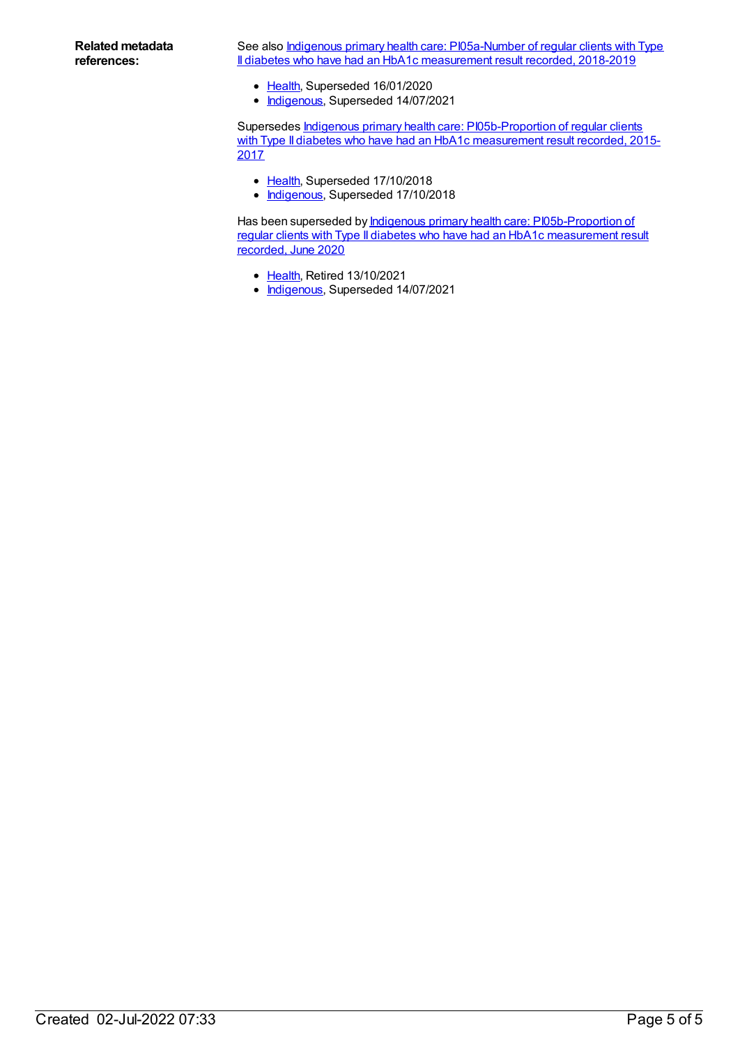**Related metadata references:**

See also Indigenous primary health care: PI05a-Number of regular clients with Type II diabetes who have had an HbA1c measurement result recorded, 2018-2019

- Health, Superseded 16/01/2020
- Indigenous, Superseded 14/07/2021

Supersedes Indigenous primary health care: PI05b-Proportion of regular clients with Type II diabetes who have had an HbA1c measurement result recorded, 2015-2017

- Health, Superseded 17/10/2018
- Indigenous, Superseded 17/10/2018

Has been superseded by Indigenous primary health care: PI05b-Proportion of regular clients with Type II diabetes who have had an HbA1c measurement result recorded, June 2020

- Health, Retired 13/10/2021
- Indigenous, Superseded 14/07/2021